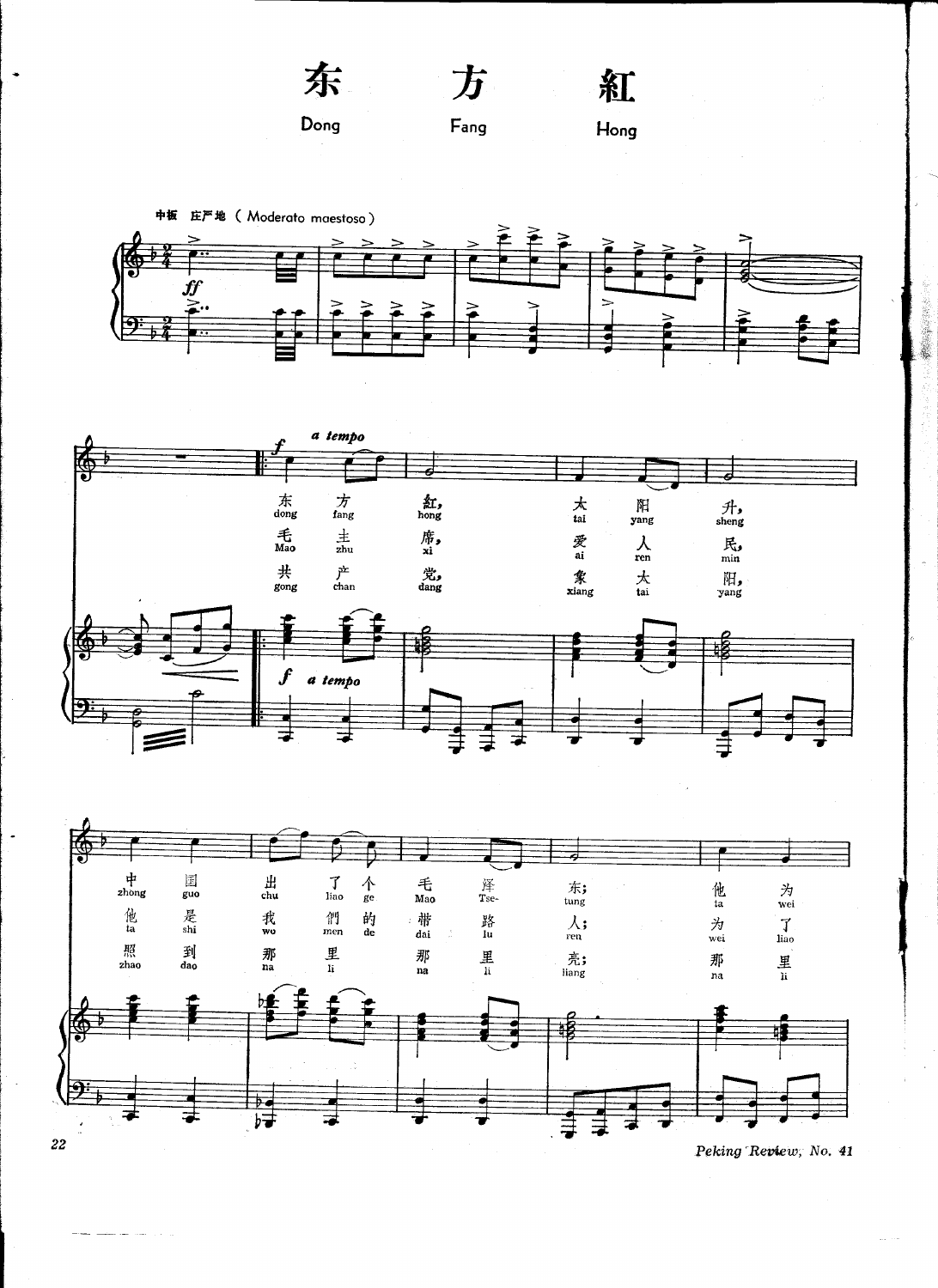# 东 方 紅

## Dong Fang Hong

中板 庄严地 ( Moderato maestoso )

ff

f *a tempo*

| | | | | | | | | | | | | | | |
|---|---|---|---|---|---|---|---|---|---|---|---|---|---|---|
| 东 dong | 方 fang | 紅, hong | 太 tai | 阳 yang | 升, sheng | 中 zhong | 国 guo | 出 chu | 了 liao | 个 ge | 毛 Mao | 泽 Tse- | 东; tung | 他 ta | 为 wei |
| 毛 Mao | 主 zhu | 席, xi | 爱 ai | 人 ren | 民, min | 他 ta | 是 shi | 我 wo | 們 men | 的 de | 带 dai | 路 lu | 人; ren | 为 wei | 了 liao |
| 共 gong | 产 chan | 党, dang | 象 xiang | 太 tai | 阳, yang | 照 zhao | 到 dao | 那 na | 里 li | | 那 na | 里 li | 亮; liang | 那 na | 里 li |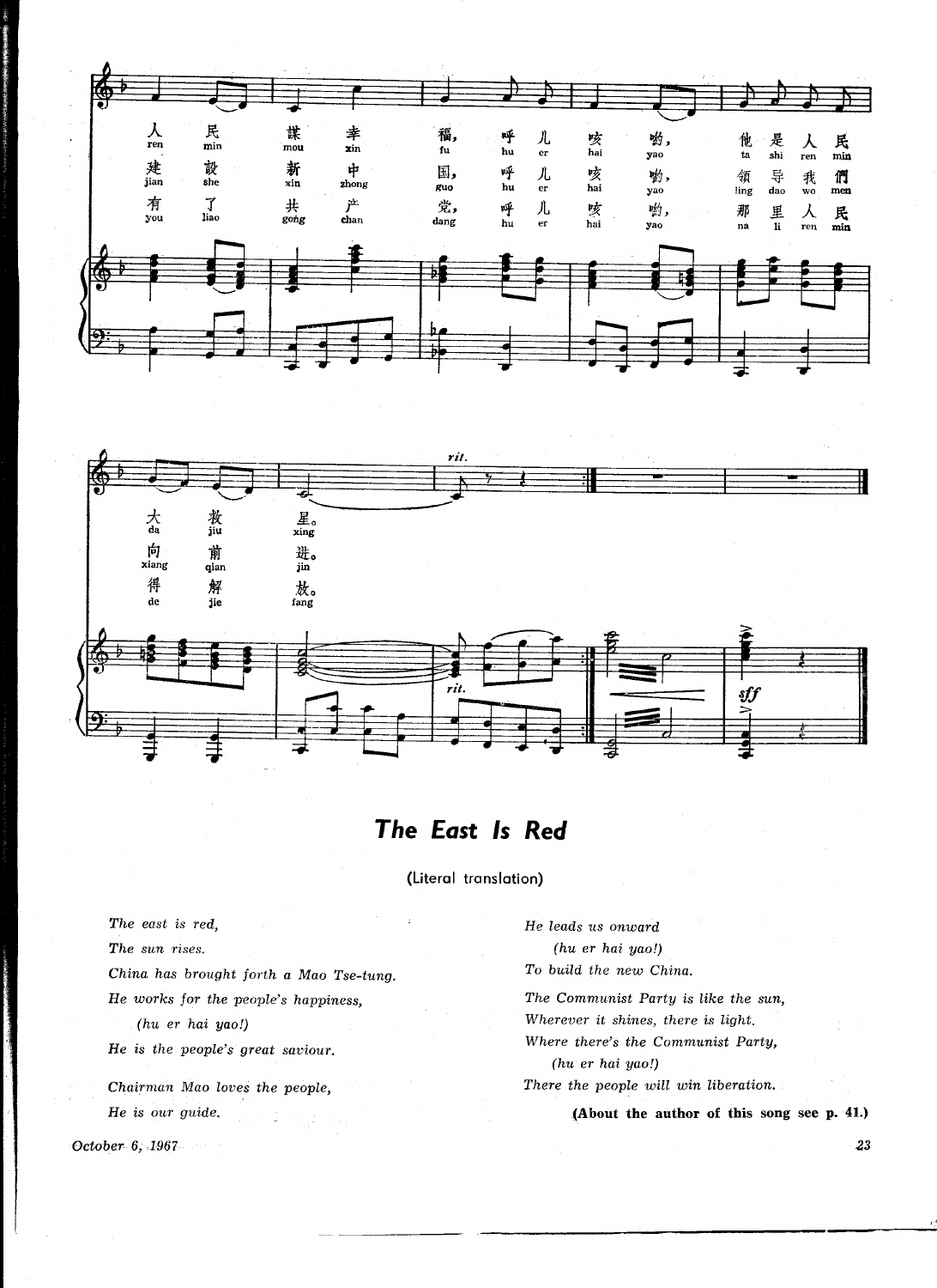# The East Is Red

(Literal translation)

*The east is red,*

*The sun rises.*

*China has brought forth a Mao Tse-tung.*

*He works for the people's happiness,*

*(hu er hai yao!)*

*He is the people's great saviour.*

*Chairman Mao loves the people,*

*He is our guide.*

*He leads us onward*

*(hu er hai yao!)*

*To build the new China.*

*The Communist Party is like the sun,*

*Wherever it shines, there is light.*

*Where there's the Communist Party,*

*(hu er hai yao!)*

*There the people will win liberation.*

**(About the author of this song see p. 41.)**

October 6, 1967